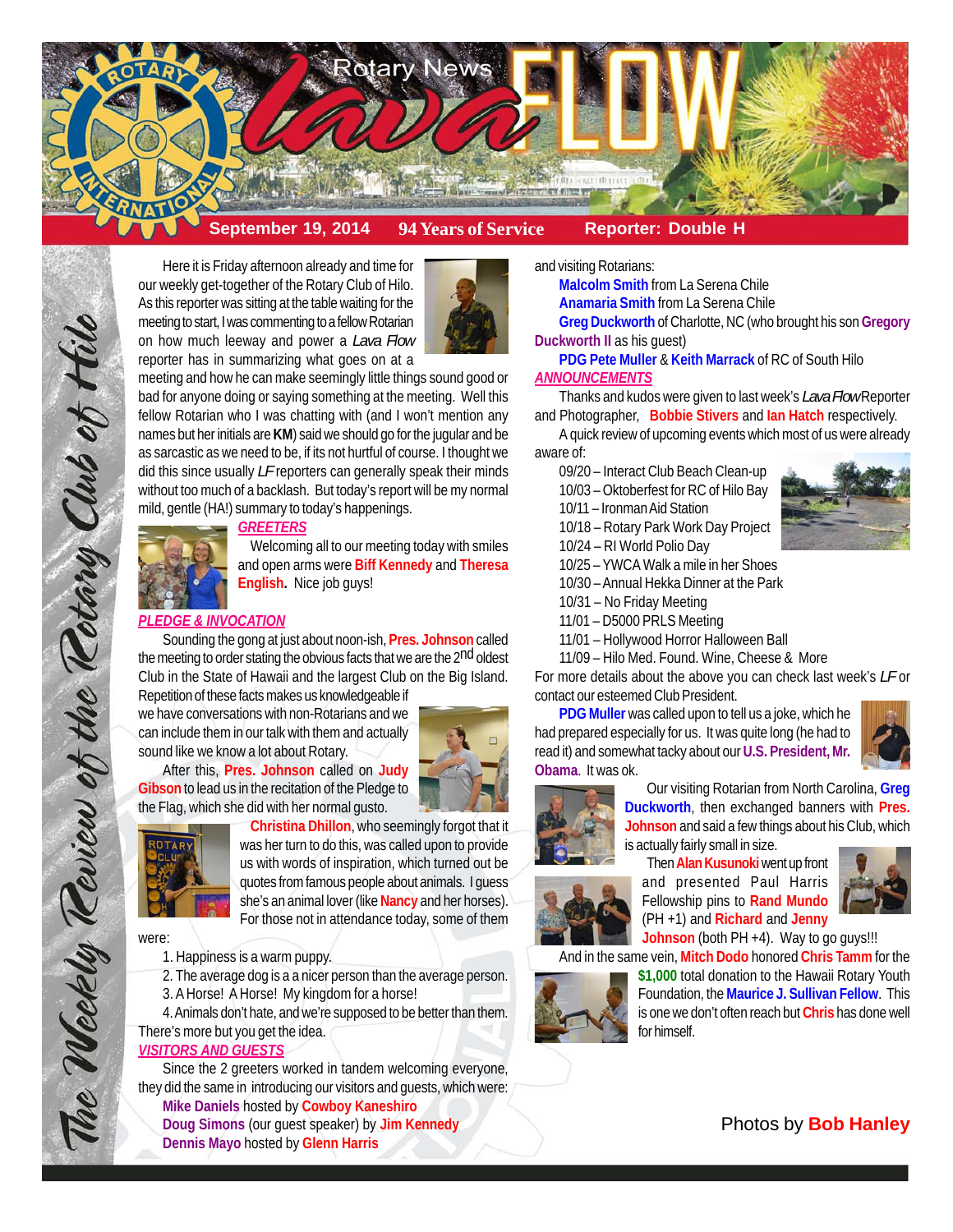# Rotary News Lava FLOW

**September 19, 2014** **94 Years of Service** **Reporter: Double H**

*The Weekly Review of the Rotary Club of Hilo*

Here it is Friday afternoon already and time for our weekly get-together of the Rotary Club of Hilo. As this reporter was sitting at the table waiting for the meeting to start, I was commenting to a fellow Rotarian on how much leeway and power a *Lava Flow* reporter has in summarizing what goes on at a meeting and how he can make seemingly little things sound good or bad for anyone doing or saying something at the meeting. Well this fellow Rotarian who I was chatting with (and I won't mention any names but her initials are **KM**) said we should go for the jugular and be as sarcastic as we need to be, if its not hurtful of course. I thought we did this since usually *LF* reporters can generally speak their minds without too much of a backlash. But today's report will be my normal mild, gentle (HA!) summary to today's happenings.

***GREETERS***

Welcoming all to our meeting today with smiles and open arms were **Biff Kennedy** and **Theresa English.** Nice job guys!

***PLEDGE & INVOCATION***

Sounding the gong at just about noon-ish, **Pres. Johnson** called the meeting to order stating the obvious facts that we are the 2nd oldest Club in the State of Hawaii and the largest Club on the Big Island. Repetition of these facts makes us knowledgeable if we have conversations with non-Rotarians and we can include them in our talk with them and actually sound like we know a lot about Rotary.

After this, **Pres. Johnson** called on **Judy Gibson** to lead us in the recitation of the Pledge to the Flag, which she did with her normal gusto.

**Christina Dhillon**, who seemingly forgot that it was her turn to do this, was called upon to provide us with words of inspiration, which turned out be quotes from famous people about animals. I guess she's an animal lover (like **Nancy** and her horses). For those not in attendance today, some of them were:

1. Happiness is a warm puppy.
2. The average dog is a a nicer person than the average person.
3. A Horse! A Horse! My kingdom for a horse!
4. Animals don't hate, and we're supposed to be better than them.

There's more but you get the idea.

***VISITORS AND GUESTS***

Since the 2 greeters worked in tandem welcoming everyone, they did the same in introducing our visitors and guests, which were:

**Mike Daniels** hosted by **Cowboy Kaneshiro**
**Doug Simons** (our guest speaker) by **Jim Kennedy**
**Dennis Mayo** hosted by **Glenn Harris**

and visiting Rotarians:

**Malcolm Smith** from La Serena Chile
**Anamaria Smith** from La Serena Chile
**Greg Duckworth** of Charlotte, NC (who brought his son **Gregory Duckworth II** as his guest)
**PDG Pete Muller** & **Keith Marrack** of RC of South Hilo

***ANNOUNCEMENTS***

Thanks and kudos were given to last week's *Lava Flow* Reporter and Photographer, **Bobbie Stivers** and **Ian Hatch** respectively.

A quick review of upcoming events which most of us were already aware of:

09/20 – Interact Club Beach Clean-up
10/03 – Oktoberfest for RC of Hilo Bay
10/11 – Ironman Aid Station
10/18 – Rotary Park Work Day Project
10/24 – RI World Polio Day
10/25 – YWCA Walk a mile in her Shoes
10/30 – Annual Hekka Dinner at the Park
10/31 – No Friday Meeting
11/01 – D5000 PRLS Meeting
11/01 – Hollywood Horror Halloween Ball
11/09 – Hilo Med. Found. Wine, Cheese & More

For more details about the above you can check last week's *LF* or contact our esteemed Club President.

**PDG Muller** was called upon to tell us a joke, which he had prepared especially for us. It was quite long (he had to read it) and somewhat tacky about our **U.S. President, Mr. Obama**. It was ok.

Our visiting Rotarian from North Carolina, **Greg Duckworth**, then exchanged banners with **Pres. Johnson** and said a few things about his Club, which is actually fairly small in size.

Then **Alan Kusunoki** went up front and presented Paul Harris Fellowship pins to **Rand Mundo** (PH +1) and **Richard** and **Jenny Johnson** (both PH +4). Way to go guys!!!

And in the same vein, **Mitch Dodo** honored **Chris Tamm** for the **$1,000** total donation to the Hawaii Rotary Youth Foundation, the **Maurice J. Sullivan Fellow**. This is one we don't often reach but **Chris** has done well for himself.

Photos by **Bob Hanley**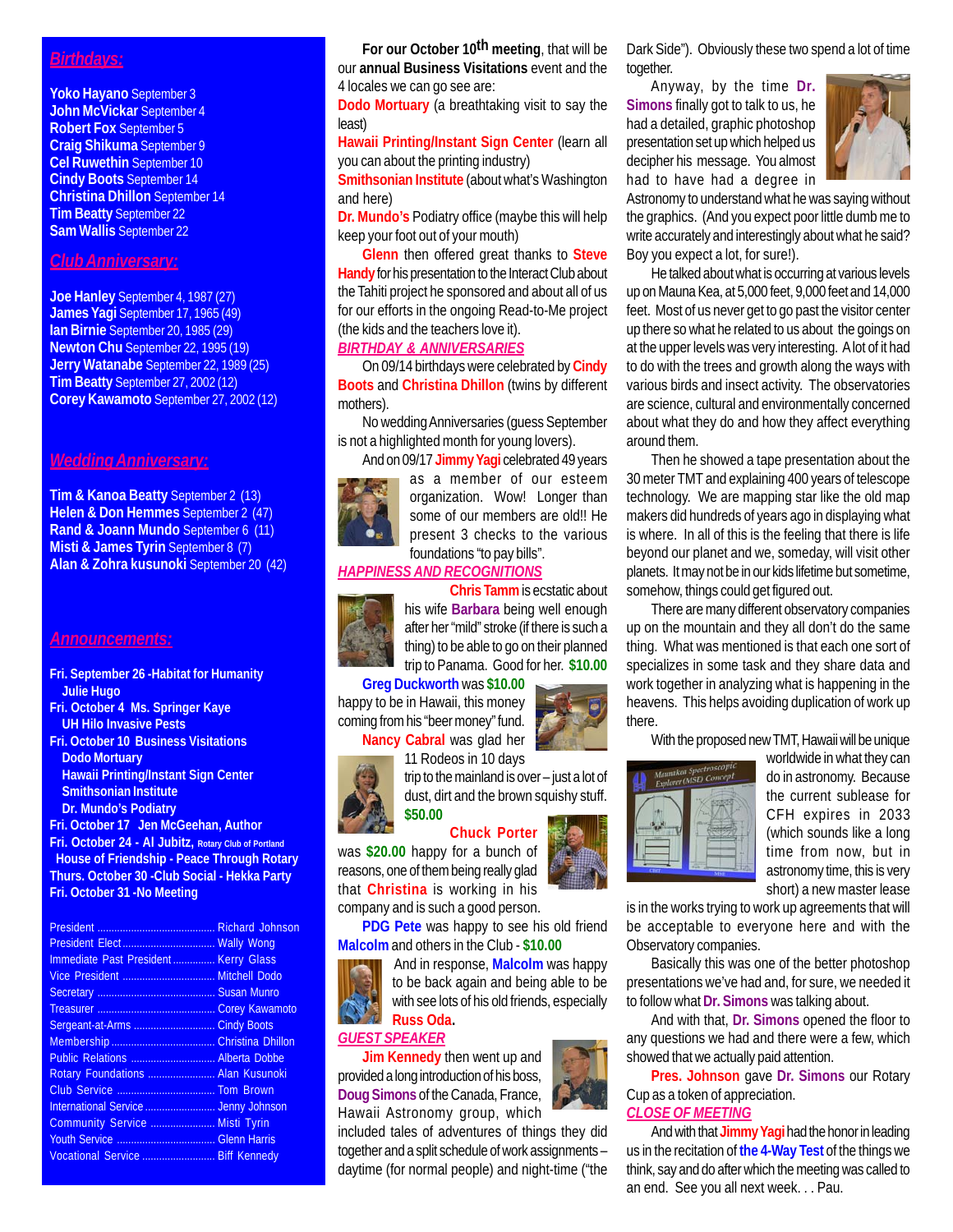## *Birthdays:*

**Yoko Hayano** September 3
**John McVickar** September 4
**Robert Fox** September 5
**Craig Shikuma** September 9
**Cel Ruwethin** September 10
**Cindy Boots** September 14
**Christina Dhillon** September 14
**Tim Beatty** September 22
**Sam Wallis** September 22

## *Club Anniversary:*

**Joe Hanley** September 4, 1987 (27)
**James Yagi** September 17, 1965 (49)
**Ian Birnie** September 20, 1985 (29)
**Newton Chu** September 22, 1995 (19)
**Jerry Watanabe** September 22, 1989 (25)
**Tim Beatty** September 27, 2002 (12)
**Corey Kawamoto** September 27, 2002 (12)

## *Wedding Anniversary:*

**Tim & Kanoa Beatty** September 2 (13)
**Helen & Don Hemmes** September 2 (47)
**Rand & Joann Mundo** September 6 (11)
**Misti & James Tyrin** September 8 (7)
**Alan & Zohra kusunoki** September 20 (42)

## *Announcements:*

**Fri. September 26 -Habitat for Humanity**
**Julie Hugo**
**Fri. October 4 Ms. Springer Kaye**
**UH Hilo Invasive Pests**
**Fri. October 10 Business Visitations**
**Dodo Mortuary**
**Hawaii Printing/Instant Sign Center**
**Smithsonian Institute**
**Dr. Mundo's Podiatry**
**Fri. October 17 Jen McGeehan, Author**
**Fri. October 24 - Al Jubitz,** Rotary Club of Portland
**House of Friendship - Peace Through Rotary**
**Thurs. October 30 -Club Social - Hekka Party**
**Fri. October 31 -No Meeting**

| | |
|---|---|
| President | Richard Johnson |
| President Elect | Wally Wong |
| Immediate Past President | Kerry Glass |
| Vice President | Mitchell Dodo |
| Secretary | Susan Munro |
| Treasurer | Corey Kawamoto |
| Sergeant-at-Arms | Cindy Boots |
| Membership | Christina Dhillon |
| Public Relations | Alberta Dobbe |
| Rotary Foundations | Alan Kusunoki |
| Club Service | Tom Brown |
| International Service | Jenny Johnson |
| Community Service | Misti Tyrin |
| Youth Service | Glenn Harris |
| Vocational Service | Biff Kennedy |

**For our October 10th meeting**, that will be our **annual Business Visitations** event and the 4 locales we can go see are:
**Dodo Mortuary** (a breathtaking visit to say the least)
**Hawaii Printing/Instant Sign Center** (learn all you can about the printing industry)
**Smithsonian Institute** (about what's Washington and here)
**Dr. Mundo's** Podiatry office (maybe this will help keep your foot out of your mouth)

**Glenn** then offered great thanks to **Steve Handy** for his presentation to the Interact Club about the Tahiti project he sponsored and about all of us for our efforts in the ongoing Read-to-Me project (the kids and the teachers love it).

### *BIRTHDAY & ANNIVERSARIES*

On 09/14 birthdays were celebrated by **Cindy Boots** and **Christina Dhillon** (twins by different mothers).

No wedding Anniversaries (guess September is not a highlighted month for young lovers).

And on 09/17 **Jimmy Yagi** celebrated 49 years as a member of our esteem organization. Wow! Longer than some of our members are old!! He present 3 checks to the various foundations "to pay bills".

### *HAPPINESS AND RECOGNITIONS*

**Chris Tamm** is ecstatic about his wife **Barbara** being well enough after her "mild" stroke (if there is such a thing) to be able to go on their planned trip to Panama. Good for her. **$10.00**

**Greg Duckworth** was **$10.00** happy to be in Hawaii, this money coming from his "beer money" fund.

**Nancy Cabral** was glad her 11 Rodeos in 10 days trip to the mainland is over – just a lot of dust, dirt and the brown squishy stuff. **$50.00**

**Chuck Porter** was **$20.00** happy for a bunch of reasons, one of them being really glad that **Christina** is working in his company and is such a good person.

**PDG Pete** was happy to see his old friend **Malcolm** and others in the Club - **$10.00**

And in response, **Malcolm** was happy to be back again and being able to be with see lots of his old friends, especially **Russ Oda.**

### *GUEST SPEAKER*

**Jim Kennedy** then went up and provided a long introduction of his boss, **Doug Simons** of the Canada, France, Hawaii Astronomy group, which included tales of adventures of things they did together and a split schedule of work assignments – daytime (for normal people) and night-time ("the Dark Side"). Obviously these two spend a lot of time together.

Anyway, by the time **Dr. Simons** finally got to talk to us, he had a detailed, graphic photoshop presentation set up which helped us decipher his message. You almost had to have had a degree in Astronomy to understand what he was saying without the graphics. (And you expect poor little dumb me to write accurately and interestingly about what he said? Boy you expect a lot, for sure!).

He talked about what is occurring at various levels up on Mauna Kea, at 5,000 feet, 9,000 feet and 14,000 feet. Most of us never get to go past the visitor center up there so what he related to us about the goings on at the upper levels was very interesting. A lot of it had to do with the trees and growth along the ways with various birds and insect activity. The observatories are science, cultural and environmentally concerned about what they do and how they affect everything around them.

Then he showed a tape presentation about the 30 meter TMT and explaining 400 years of telescope technology. We are mapping star like the old map makers did hundreds of years ago in displaying what is where. In all of this is the feeling that there is life beyond our planet and we, someday, will visit other planets. It may not be in our kids lifetime but sometime, somehow, things could get figured out.

There are many different observatory companies up on the mountain and they all don't do the same thing. What was mentioned is that each one sort of specializes in some task and they share data and work together in analyzing what is happening in the heavens. This helps avoiding duplication of work up there.

With the proposed new TMT, Hawaii will be unique worldwide in what they can do in astronomy. Because the current sublease for CFH expires in 2033 (which sounds like a long time from now, but in astronomy time, this is very short) a new master lease is in the works trying to work up agreements that will be acceptable to everyone here and with the Observatory companies.

Basically this was one of the better photoshop presentations we've had and, for sure, we needed it to follow what **Dr. Simons** was talking about.

And with that, **Dr. Simons** opened the floor to any questions we had and there were a few, which showed that we actually paid attention.

**Pres. Johnson** gave **Dr. Simons** our Rotary Cup as a token of appreciation.

### *CLOSE OF MEETING*

And with that **Jimmy Yagi** had the honor in leading us in the recitation of **the 4-Way Test** of the things we think, say and do after which the meeting was called to an end. See you all next week. . . Pau.